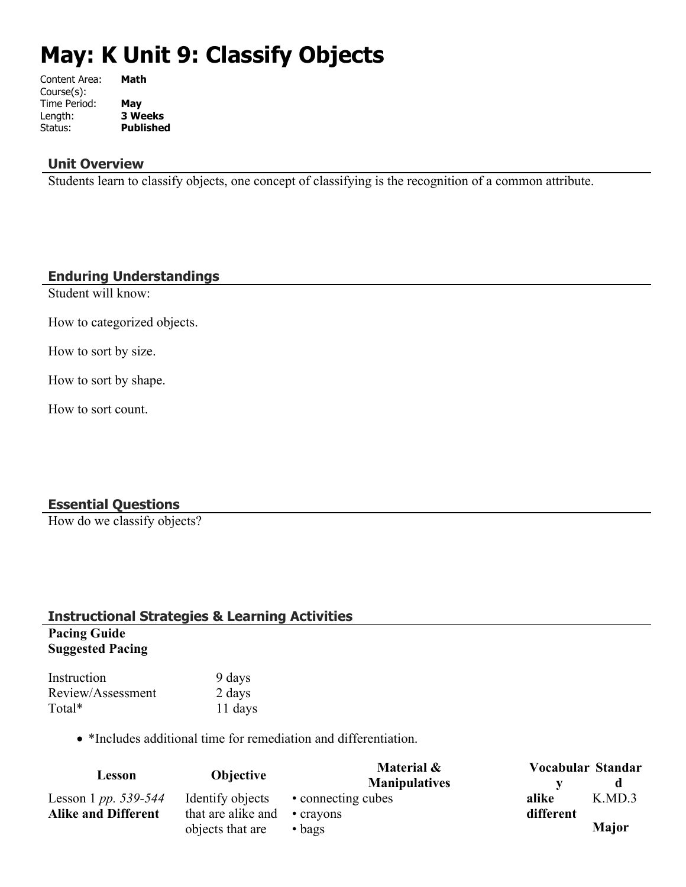# May: K Unit 9: Classify Objects

Content Area: **Math**
Course(s):
Time Period: **May**
Length: **3 Weeks**
Status: **Published**

## Unit Overview

Students learn to classify objects, one concept of classifying is the recognition of a common attribute.

## Enduring Understandings

Student will know:

How to categorized objects.

How to sort by size.

How to sort by shape.

How to sort count.

## Essential Questions

How do we classify objects?

## Instructional Strategies & Learning Activities

**Pacing Guide**
**Suggested Pacing**

| | |
|---|---|
| Instruction | 9 days |
| Review/Assessment | 2 days |
| Total* | 11 days |

- *Includes additional time for remediation and differentiation.

| Lesson | Objective | Material & Manipulatives | Vocabulary | Standard |
|---|---|---|---|---|
| Lesson 1 *pp. 539-544* **Alike and Different** | Identify objects that are alike and objects that are | • connecting cubes • crayons • bags | **alike different** | K.MD.3 **Major** |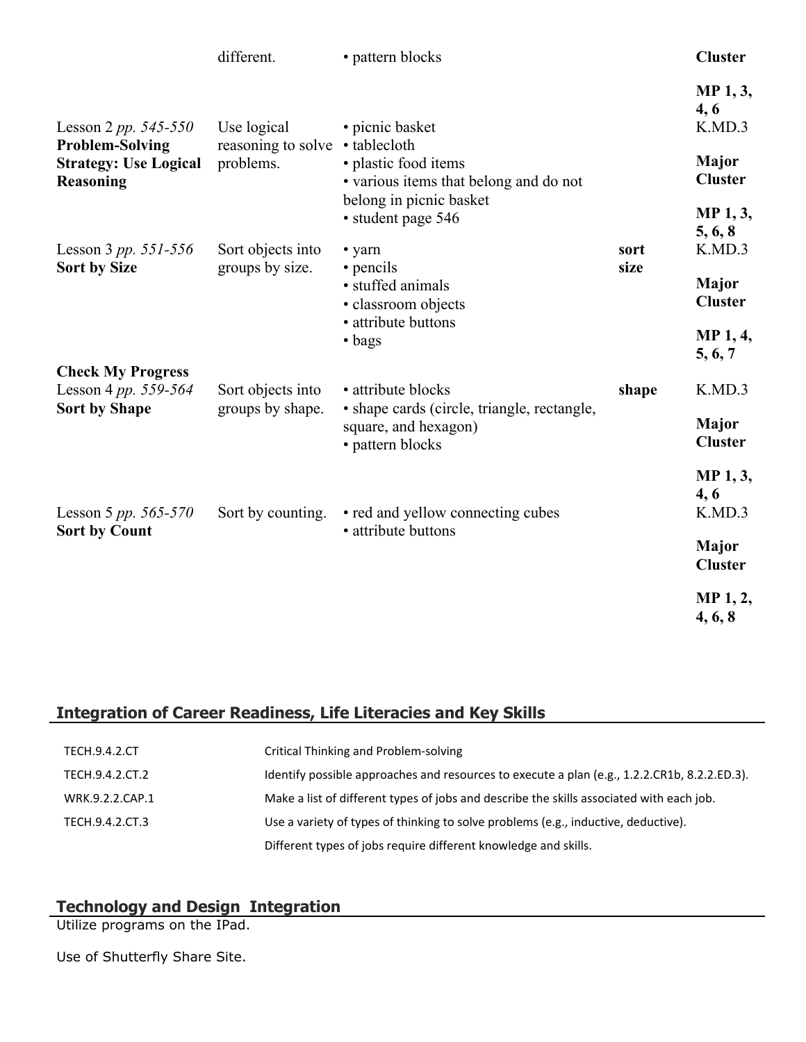| | | | | |
|---|---|---|---|---|
| | different. | • pattern blocks | | **Cluster**<br><br>**MP 1, 3, 4, 6** |
| Lesson 2 *pp. 545-550*<br>**Problem-Solving Strategy: Use Logical Reasoning** | Use logical reasoning to solve problems. | • picnic basket<br>• tablecloth<br>• plastic food items<br>• various items that belong and do not belong in picnic basket<br>• student page 546 | | K.MD.3<br><br>**Major Cluster**<br><br>**MP 1, 3, 5, 6, 8** |
| Lesson 3 *pp. 551-556*<br>**Sort by Size** | Sort objects into groups by size. | • yarn<br>• pencils<br>• stuffed animals<br>• classroom objects<br>• attribute buttons<br>• bags | **sort**<br>**size** | K.MD.3<br><br>**Major Cluster**<br><br>**MP 1, 4, 5, 6, 7** |
| **Check My Progress**<br>Lesson 4 *pp. 559-564*<br>**Sort by Shape** | Sort objects into groups by shape. | • attribute blocks<br>• shape cards (circle, triangle, rectangle, square, and hexagon)<br>• pattern blocks | **shape** | K.MD.3<br><br>**Major Cluster**<br><br>**MP 1, 3, 4, 6** |
| Lesson 5 *pp. 565-570*<br>**Sort by Count** | Sort by counting. | • red and yellow connecting cubes<br>• attribute buttons | | K.MD.3<br><br>**Major Cluster**<br><br>**MP 1, 2, 4, 6, 8** |

## Integration of Career Readiness, Life Literacies and Key Skills

| | |
|---|---|
| TECH.9.4.2.CT | Critical Thinking and Problem-solving |
| TECH.9.4.2.CT.2 | Identify possible approaches and resources to execute a plan (e.g., 1.2.2.CR1b, 8.2.2.ED.3). |
| WRK.9.2.2.CAP.1 | Make a list of different types of jobs and describe the skills associated with each job. |
| TECH.9.4.2.CT.3 | Use a variety of types of thinking to solve problems (e.g., inductive, deductive). |
| | Different types of jobs require different knowledge and skills. |

## Technology and Design Integration

Utilize programs on the IPad.

Use of Shutterfly Share Site.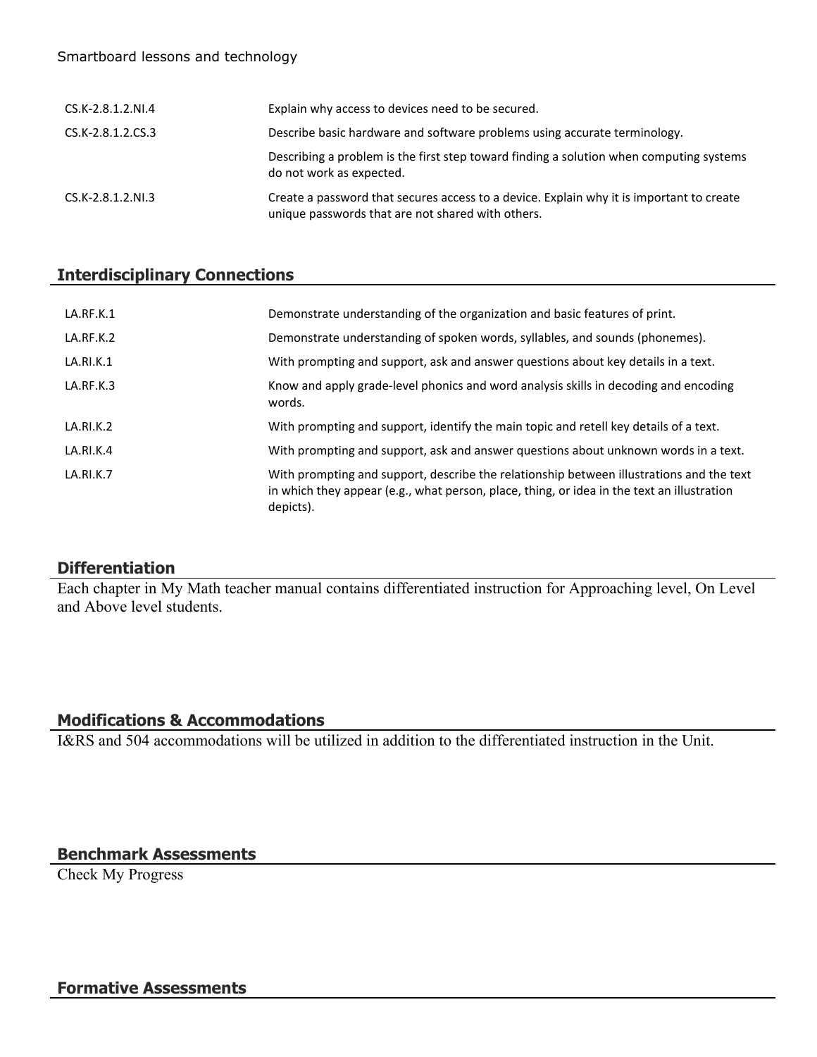Smartboard lessons and technology

| | |
|---|---|
| CS.K-2.8.1.2.NI.4 | Explain why access to devices need to be secured. |
| CS.K-2.8.1.2.CS.3 | Describe basic hardware and software problems using accurate terminology. |
| | Describing a problem is the first step toward finding a solution when computing systems do not work as expected. |
| CS.K-2.8.1.2.NI.3 | Create a password that secures access to a device. Explain why it is important to create unique passwords that are not shared with others. |

## Interdisciplinary Connections

| | |
|---|---|
| LA.RF.K.1 | Demonstrate understanding of the organization and basic features of print. |
| LA.RF.K.2 | Demonstrate understanding of spoken words, syllables, and sounds (phonemes). |
| LA.RI.K.1 | With prompting and support, ask and answer questions about key details in a text. |
| LA.RF.K.3 | Know and apply grade-level phonics and word analysis skills in decoding and encoding words. |
| LA.RI.K.2 | With prompting and support, identify the main topic and retell key details of a text. |
| LA.RI.K.4 | With prompting and support, ask and answer questions about unknown words in a text. |
| LA.RI.K.7 | With prompting and support, describe the relationship between illustrations and the text in which they appear (e.g., what person, place, thing, or idea in the text an illustration depicts). |

## Differentiation

Each chapter in My Math teacher manual contains differentiated instruction for Approaching level, On Level and Above level students.

## Modifications & Accommodations

I&RS and 504 accommodations will be utilized in addition to the differentiated instruction in the Unit.

## Benchmark Assessments

Check My Progress

## Formative Assessments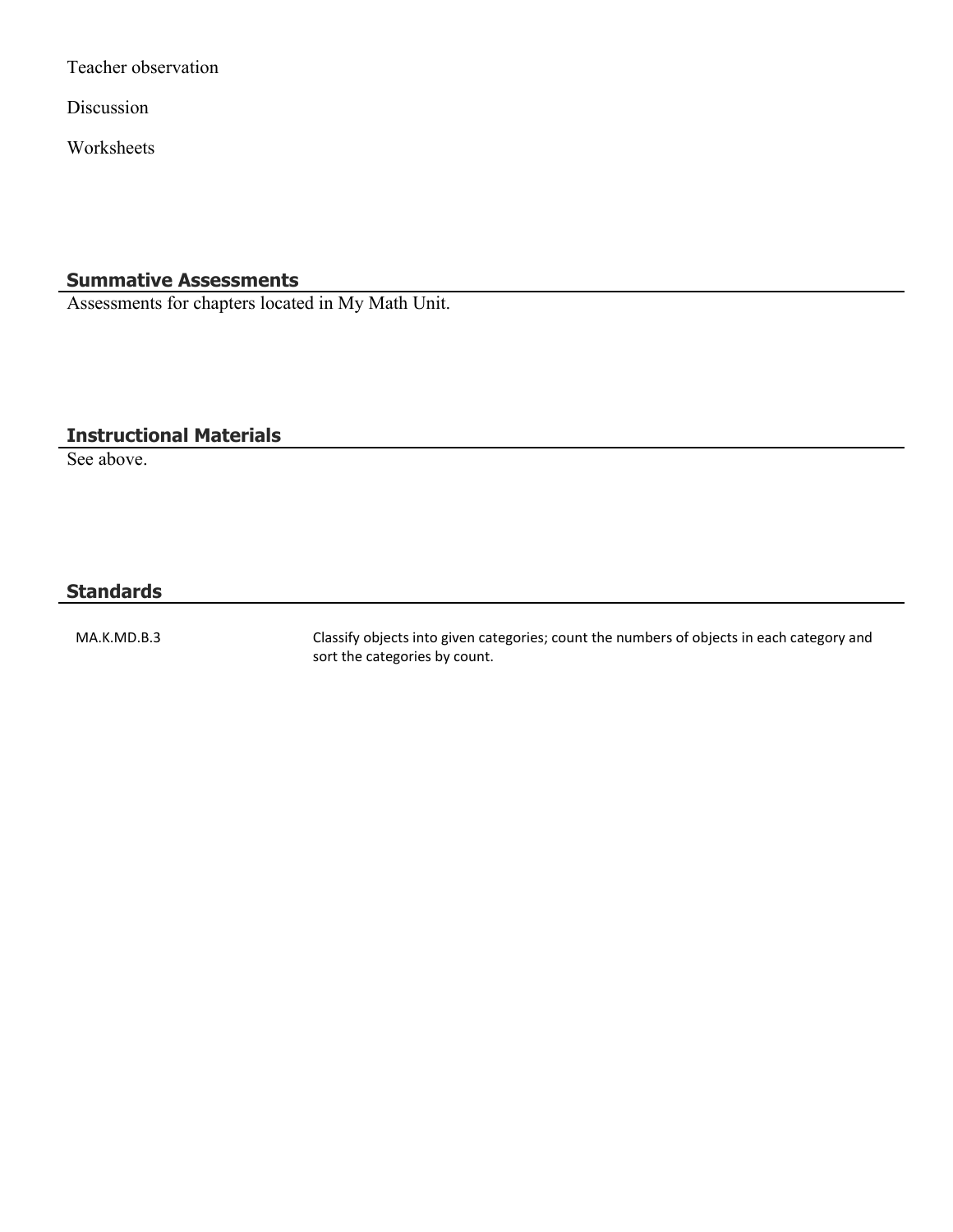Teacher observation

Discussion

Worksheets

## Summative Assessments

Assessments for chapters located in My Math Unit.

## Instructional Materials

See above.

## Standards

| | |
|---|---|
| MA.K.MD.B.3 | Classify objects into given categories; count the numbers of objects in each category and sort the categories by count. |